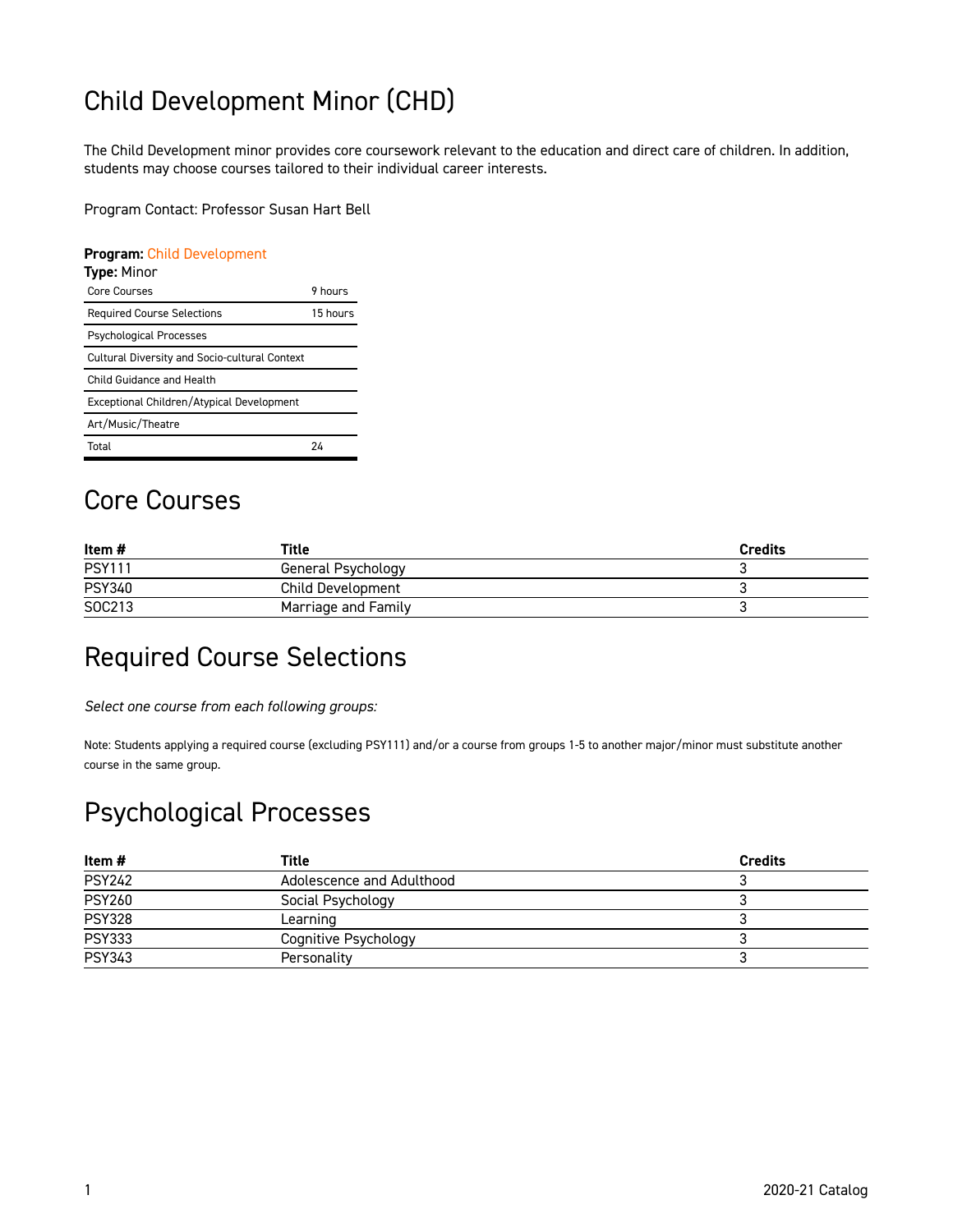# Child Development Minor (CHD)

The Child Development minor provides core coursework relevant to the education and direct care of children. In addition, students may choose courses tailored to their individual career interests.

Program Contact: Professor Susan Hart Bell

**Program:** Child Development
**Type:** Minor

| | |
|---|---|
| Core Courses | 9 hours |
| Required Course Selections | 15 hours |
| Psychological Processes | |
| Cultural Diversity and Socio-cultural Context | |
| Child Guidance and Health | |
| Exceptional Children/Atypical Development | |
| Art/Music/Theatre | |
| Total | 24 |

## Core Courses

| Item # | Title | Credits |
|---|---|---|
| PSY111 | General Psychology | 3 |
| PSY340 | Child Development | 3 |
| SOC213 | Marriage and Family | 3 |

## Required Course Selections

*Select one course from each following groups:*

Note: Students applying a required course (excluding PSY111) and/or a course from groups 1-5 to another major/minor must substitute another course in the same group.

## Psychological Processes

| Item # | Title | Credits |
|---|---|---|
| PSY242 | Adolescence and Adulthood | 3 |
| PSY260 | Social Psychology | 3 |
| PSY328 | Learning | 3 |
| PSY333 | Cognitive Psychology | 3 |
| PSY343 | Personality | 3 |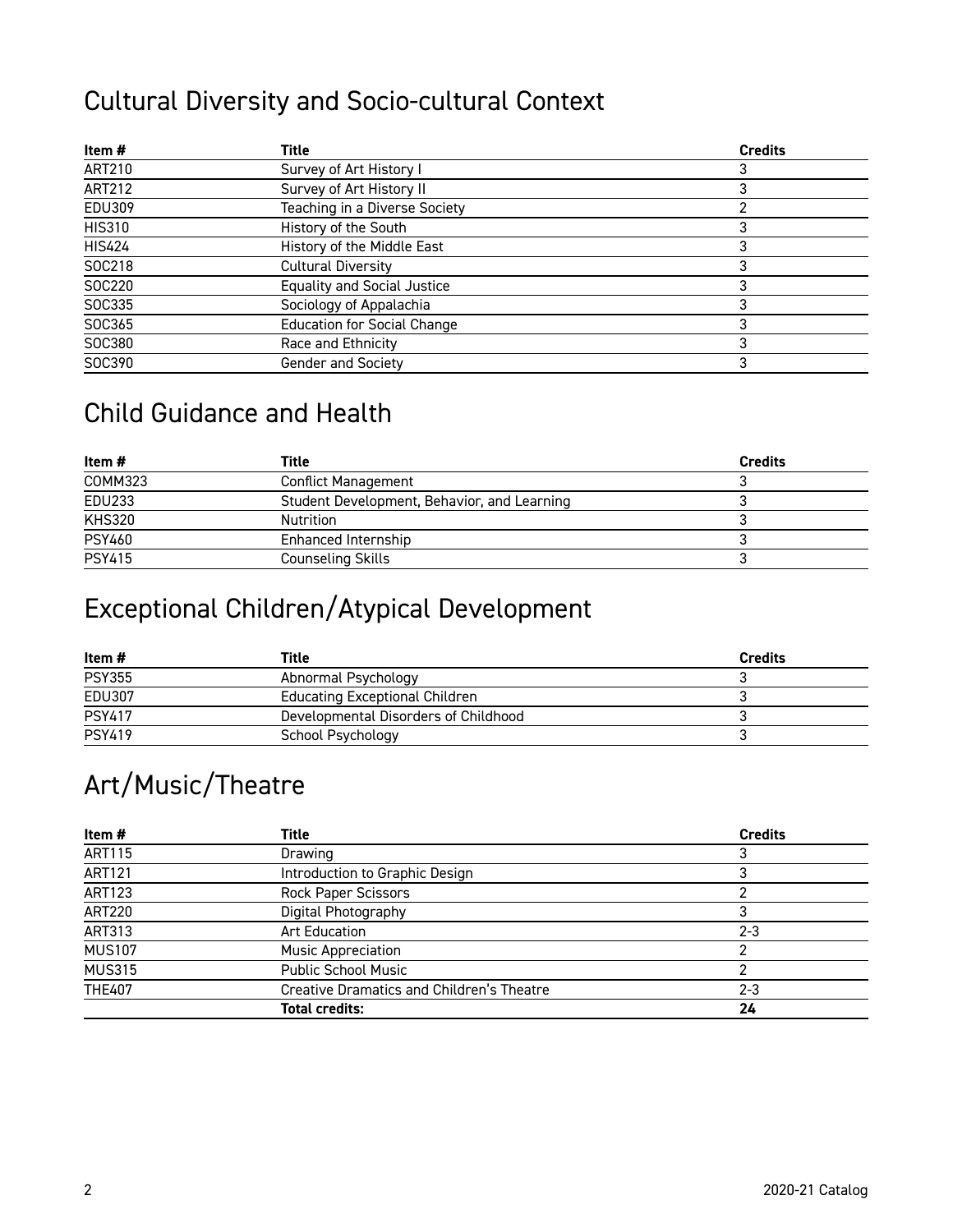## Cultural Diversity and Socio-cultural Context

| Item # | Title | Credits |
|---|---|---|
| ART210 | Survey of Art History I | 3 |
| ART212 | Survey of Art History II | 3 |
| EDU309 | Teaching in a Diverse Society | 2 |
| HIS310 | History of the South | 3 |
| HIS424 | History of the Middle East | 3 |
| SOC218 | Cultural Diversity | 3 |
| SOC220 | Equality and Social Justice | 3 |
| SOC335 | Sociology of Appalachia | 3 |
| SOC365 | Education for Social Change | 3 |
| SOC380 | Race and Ethnicity | 3 |
| SOC390 | Gender and Society | 3 |

## Child Guidance and Health

| Item # | Title | Credits |
|---|---|---|
| COMM323 | Conflict Management | 3 |
| EDU233 | Student Development, Behavior, and Learning | 3 |
| KHS320 | Nutrition | 3 |
| PSY460 | Enhanced Internship | 3 |
| PSY415 | Counseling Skills | 3 |

## Exceptional Children/Atypical Development

| Item # | Title | Credits |
|---|---|---|
| PSY355 | Abnormal Psychology | 3 |
| EDU307 | Educating Exceptional Children | 3 |
| PSY417 | Developmental Disorders of Childhood | 3 |
| PSY419 | School Psychology | 3 |

## Art/Music/Theatre

| Item # | Title | Credits |
|---|---|---|
| ART115 | Drawing | 3 |
| ART121 | Introduction to Graphic Design | 3 |
| ART123 | Rock Paper Scissors | 2 |
| ART220 | Digital Photography | 3 |
| ART313 | Art Education | 2-3 |
| MUS107 | Music Appreciation | 2 |
| MUS315 | Public School Music | 2 |
| THE407 | Creative Dramatics and Children's Theatre | 2-3 |
| | **Total credits:** | **24** |